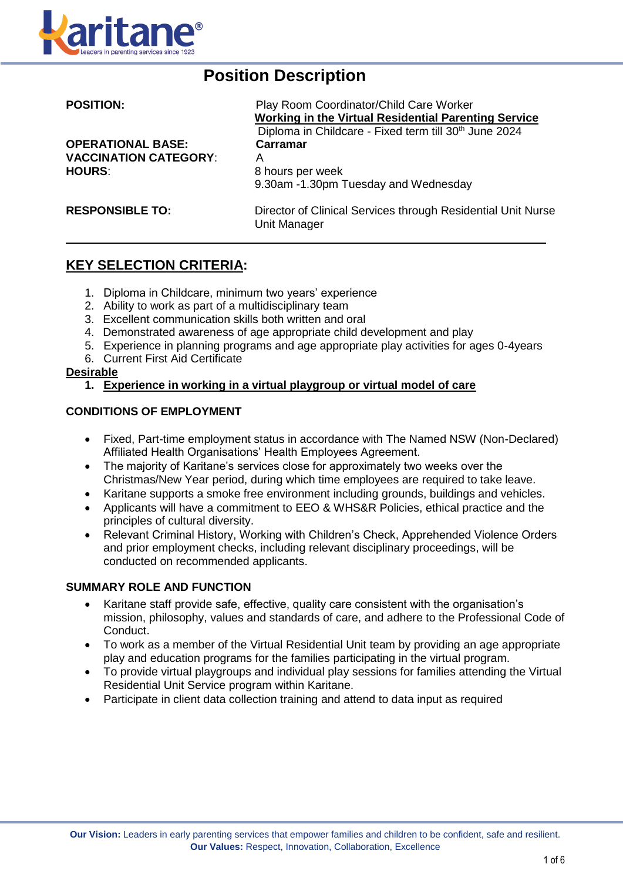# Position Description

| | |
|---|---|
| **POSITION:** | Play Room Coordinator/Child Care Worker<br>**Working in the Virtual Residential Parenting Service**<br>Diploma in Childcare - Fixed term till 30th June 2024 |
| **OPERATIONAL BASE:** | **Carramar** |
| **VACCINATION CATEGORY**: | A |
| **HOURS**: | 8 hours per week<br>9.30am -1.30pm Tuesday and Wednesday |
| **RESPONSIBLE TO:** | Director of Clinical Services through Residential Unit Nurse Unit Manager |

## KEY SELECTION CRITERIA:

1. Diploma in Childcare, minimum two years' experience
2. Ability to work as part of a multidisciplinary team
3. Excellent communication skills both written and oral
4. Demonstrated awareness of age appropriate child development and play
5. Experience in planning programs and age appropriate play activities for ages 0-4years
6. Current First Aid Certificate

**Desirable**

1. **Experience in working in a virtual playgroup or virtual model of care**

### CONDITIONS OF EMPLOYMENT

- Fixed, Part-time employment status in accordance with The Named NSW (Non-Declared) Affiliated Health Organisations' Health Employees Agreement.
- The majority of Karitane's services close for approximately two weeks over the Christmas/New Year period, during which time employees are required to take leave.
- Karitane supports a smoke free environment including grounds, buildings and vehicles.
- Applicants will have a commitment to EEO & WHS&R Policies, ethical practice and the principles of cultural diversity.
- Relevant Criminal History, Working with Children's Check, Apprehended Violence Orders and prior employment checks, including relevant disciplinary proceedings, will be conducted on recommended applicants.

### SUMMARY ROLE AND FUNCTION

- Karitane staff provide safe, effective, quality care consistent with the organisation's mission, philosophy, values and standards of care, and adhere to the Professional Code of Conduct.
- To work as a member of the Virtual Residential Unit team by providing an age appropriate play and education programs for the families participating in the virtual program.
- To provide virtual playgroups and individual play sessions for families attending the Virtual Residential Unit Service program within Karitane.
- Participate in client data collection training and attend to data input as required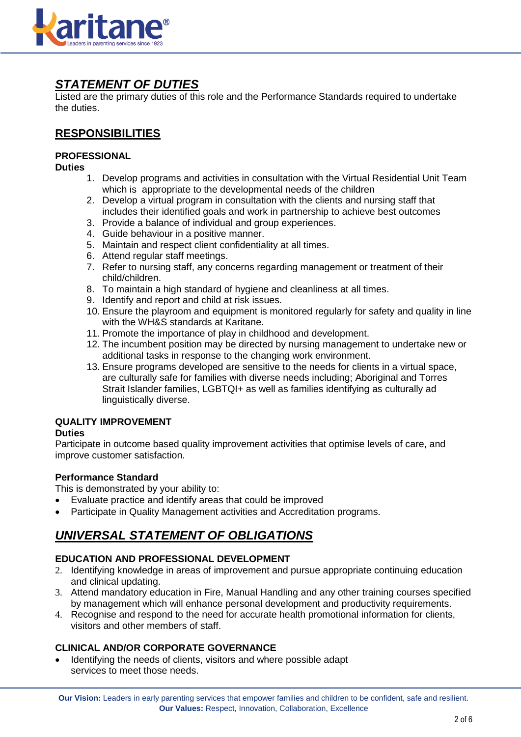## ***STATEMENT OF DUTIES***

Listed are the primary duties of this role and the Performance Standards required to undertake the duties.

## RESPONSIBILITIES

**PROFESSIONAL**

**Duties**

1. Develop programs and activities in consultation with the Virtual Residential Unit Team which is appropriate to the developmental needs of the children
2. Develop a virtual program in consultation with the clients and nursing staff that includes their identified goals and work in partnership to achieve best outcomes
3. Provide a balance of individual and group experiences.
4. Guide behaviour in a positive manner.
5. Maintain and respect client confidentiality at all times.
6. Attend regular staff meetings.
7. Refer to nursing staff, any concerns regarding management or treatment of their child/children.
8. To maintain a high standard of hygiene and cleanliness at all times.
9. Identify and report and child at risk issues.
10. Ensure the playroom and equipment is monitored regularly for safety and quality in line with the WH&S standards at Karitane.
11. Promote the importance of play in childhood and development.
12. The incumbent position may be directed by nursing management to undertake new or additional tasks in response to the changing work environment.
13. Ensure programs developed are sensitive to the needs for clients in a virtual space, are culturally safe for families with diverse needs including; Aboriginal and Torres Strait Islander families, LGBTQI+ as well as families identifying as culturally ad linguistically diverse.

**QUALITY IMPROVEMENT**

**Duties**

Participate in outcome based quality improvement activities that optimise levels of care, and improve customer satisfaction.

**Performance Standard**

This is demonstrated by your ability to:

- Evaluate practice and identify areas that could be improved
- Participate in Quality Management activities and Accreditation programs.

## ***UNIVERSAL STATEMENT OF OBLIGATIONS***

**EDUCATION AND PROFESSIONAL DEVELOPMENT**

2. Identifying knowledge in areas of improvement and pursue appropriate continuing education and clinical updating.
3. Attend mandatory education in Fire, Manual Handling and any other training courses specified by management which will enhance personal development and productivity requirements.
4. Recognise and respond to the need for accurate health promotional information for clients, visitors and other members of staff.

**CLINICAL AND/OR CORPORATE GOVERNANCE**

- Identifying the needs of clients, visitors and where possible adapt services to meet those needs.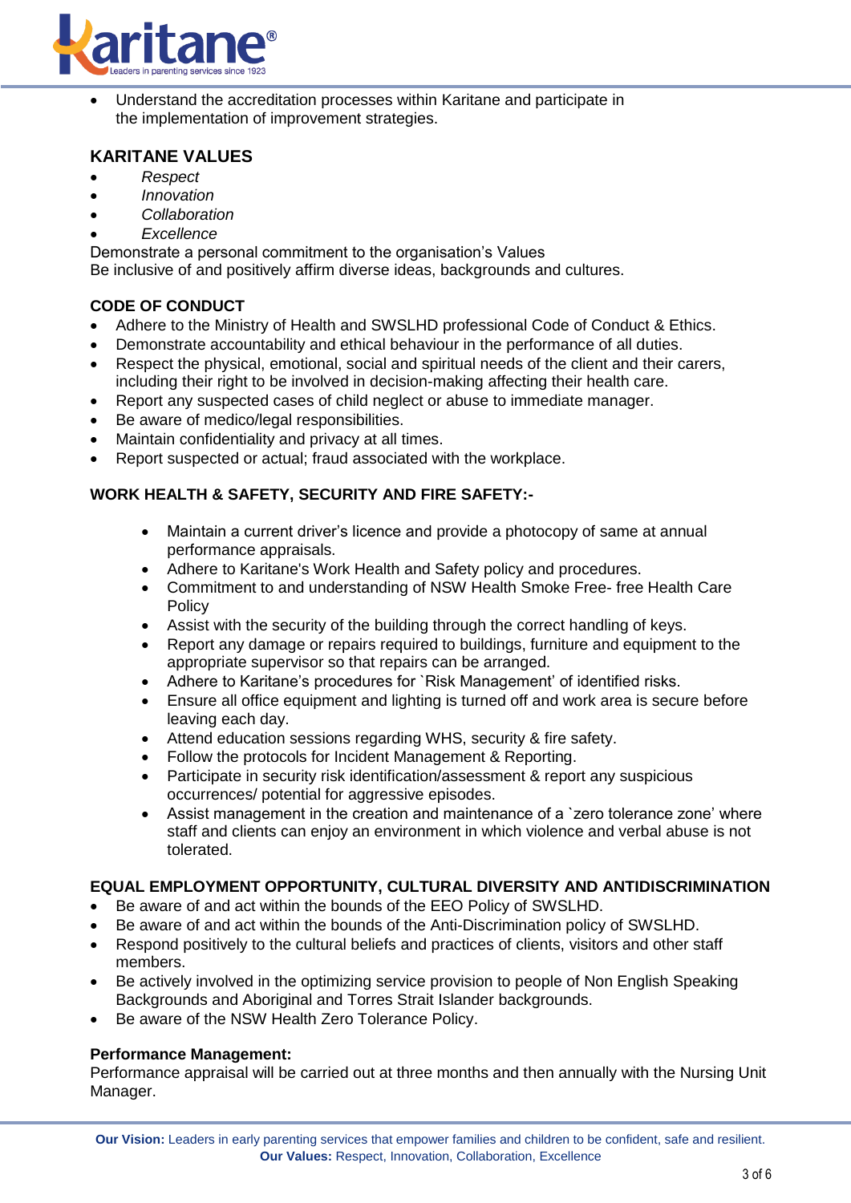- Understand the accreditation processes within Karitane and participate in the implementation of improvement strategies.

## KARITANE VALUES

- *Respect*
- *Innovation*
- *Collaboration*
- *Excellence*

Demonstrate a personal commitment to the organisation's Values
Be inclusive of and positively affirm diverse ideas, backgrounds and cultures.

### CODE OF CONDUCT

- Adhere to the Ministry of Health and SWSLHD professional Code of Conduct & Ethics.
- Demonstrate accountability and ethical behaviour in the performance of all duties.
- Respect the physical, emotional, social and spiritual needs of the client and their carers, including their right to be involved in decision-making affecting their health care.
- Report any suspected cases of child neglect or abuse to immediate manager.
- Be aware of medico/legal responsibilities.
- Maintain confidentiality and privacy at all times.
- Report suspected or actual; fraud associated with the workplace.

### WORK HEALTH & SAFETY, SECURITY AND FIRE SAFETY:-

- Maintain a current driver's licence and provide a photocopy of same at annual performance appraisals.
- Adhere to Karitane's Work Health and Safety policy and procedures.
- Commitment to and understanding of NSW Health Smoke Free- free Health Care Policy
- Assist with the security of the building through the correct handling of keys.
- Report any damage or repairs required to buildings, furniture and equipment to the appropriate supervisor so that repairs can be arranged.
- Adhere to Karitane's procedures for `Risk Management' of identified risks.
- Ensure all office equipment and lighting is turned off and work area is secure before leaving each day.
- Attend education sessions regarding WHS, security & fire safety.
- Follow the protocols for Incident Management & Reporting.
- Participate in security risk identification/assessment & report any suspicious occurrences/ potential for aggressive episodes.
- Assist management in the creation and maintenance of a `zero tolerance zone' where staff and clients can enjoy an environment in which violence and verbal abuse is not tolerated.

### EQUAL EMPLOYMENT OPPORTUNITY, CULTURAL DIVERSITY AND ANTIDISCRIMINATION

- Be aware of and act within the bounds of the EEO Policy of SWSLHD.
- Be aware of and act within the bounds of the Anti-Discrimination policy of SWSLHD.
- Respond positively to the cultural beliefs and practices of clients, visitors and other staff members.
- Be actively involved in the optimizing service provision to people of Non English Speaking Backgrounds and Aboriginal and Torres Strait Islander backgrounds.
- Be aware of the NSW Health Zero Tolerance Policy.

**Performance Management:**
Performance appraisal will be carried out at three months and then annually with the Nursing Unit Manager.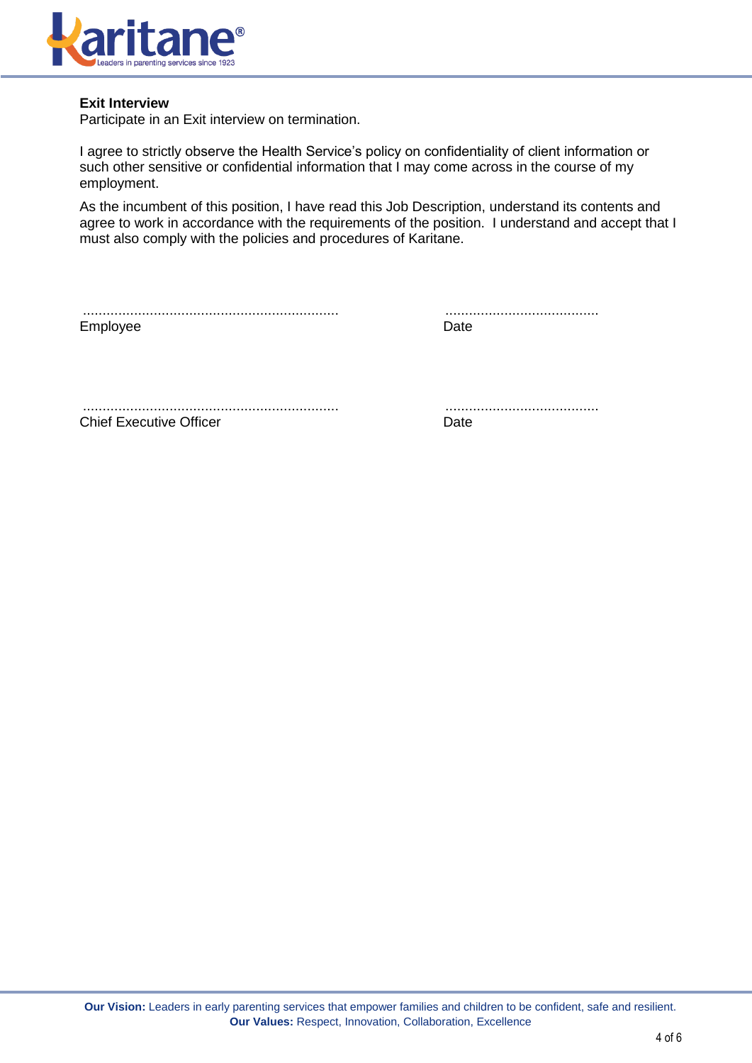**Exit Interview**
Participate in an Exit interview on termination.

I agree to strictly observe the Health Service's policy on confidentiality of client information or such other sensitive or confidential information that I may come across in the course of my employment.

As the incumbent of this position, I have read this Job Description, understand its contents and agree to work in accordance with the requirements of the position. I understand and accept that I must also comply with the policies and procedures of Karitane.

................................................................. ........................................
Employee Date

................................................................. ........................................
Chief Executive Officer Date

**Our Vision:** Leaders in early parenting services that empower families and children to be confident, safe and resilient.
**Our Values:** Respect, Innovation, Collaboration, Excellence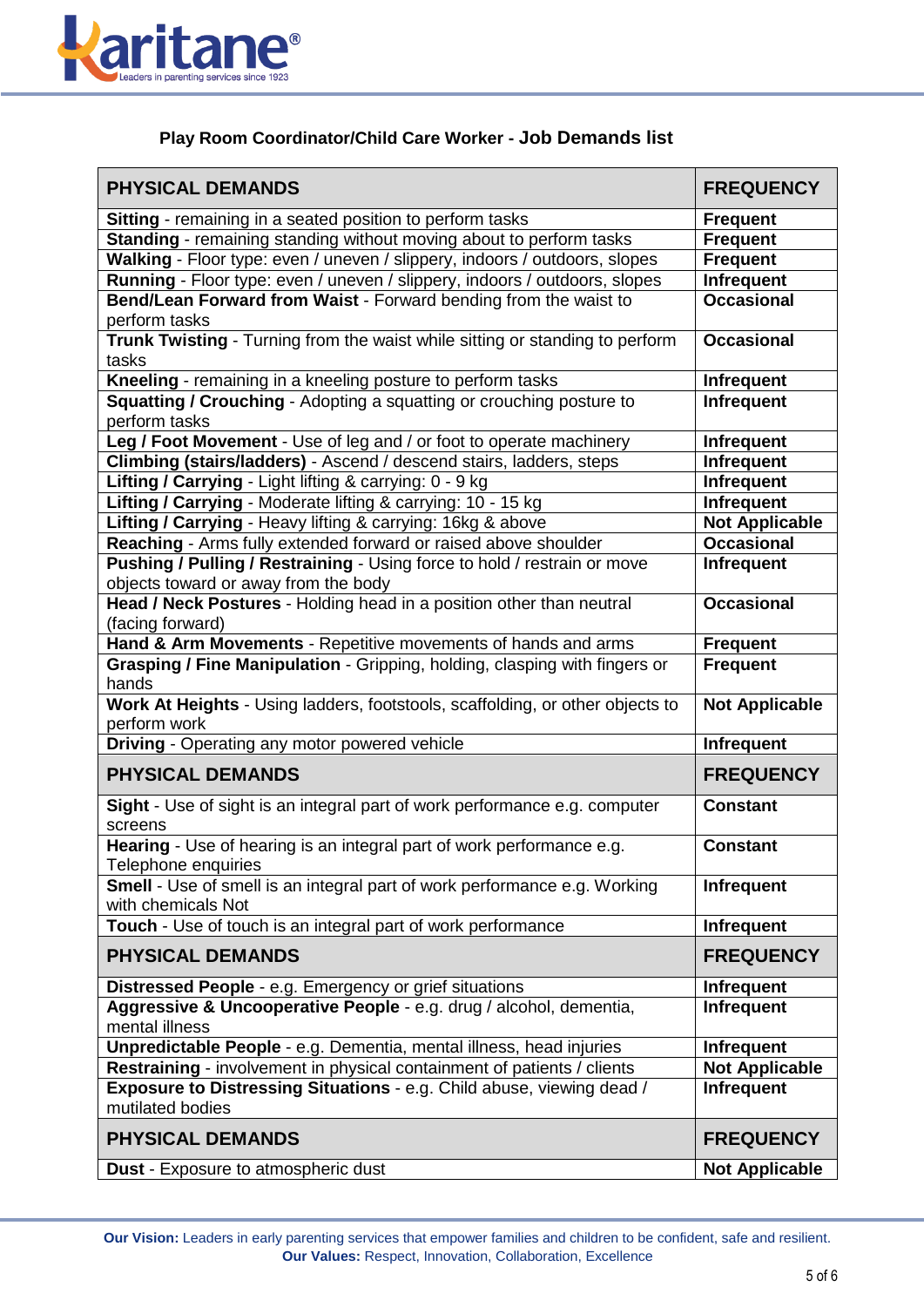## Play Room Coordinator/Child Care Worker - Job Demands list

| PHYSICAL DEMANDS | FREQUENCY |
|---|---|
| **Sitting** - remaining in a seated position to perform tasks | **Frequent** |
| **Standing** - remaining standing without moving about to perform tasks | **Frequent** |
| **Walking** - Floor type: even / uneven / slippery, indoors / outdoors, slopes | **Frequent** |
| **Running** - Floor type: even / uneven / slippery, indoors / outdoors, slopes | **Infrequent** |
| **Bend/Lean Forward from Waist** - Forward bending from the waist to perform tasks | **Occasional** |
| **Trunk Twisting** - Turning from the waist while sitting or standing to perform tasks | **Occasional** |
| **Kneeling** - remaining in a kneeling posture to perform tasks | **Infrequent** |
| **Squatting / Crouching** - Adopting a squatting or crouching posture to perform tasks | **Infrequent** |
| **Leg / Foot Movement** - Use of leg and / or foot to operate machinery | **Infrequent** |
| **Climbing (stairs/ladders)** - Ascend / descend stairs, ladders, steps | **Infrequent** |
| **Lifting / Carrying** - Light lifting & carrying: 0 - 9 kg | **Infrequent** |
| **Lifting / Carrying** - Moderate lifting & carrying: 10 - 15 kg | **Infrequent** |
| **Lifting / Carrying** - Heavy lifting & carrying: 16kg & above | **Not Applicable** |
| **Reaching** - Arms fully extended forward or raised above shoulder | **Occasional** |
| **Pushing / Pulling / Restraining** - Using force to hold / restrain or move objects toward or away from the body | **Infrequent** |
| **Head / Neck Postures** - Holding head in a position other than neutral (facing forward) | **Occasional** |
| **Hand & Arm Movements** - Repetitive movements of hands and arms | **Frequent** |
| **Grasping / Fine Manipulation** - Gripping, holding, clasping with fingers or hands | **Frequent** |
| **Work At Heights** - Using ladders, footstools, scaffolding, or other objects to perform work | **Not Applicable** |
| **Driving** - Operating any motor powered vehicle | **Infrequent** |
| **PHYSICAL DEMANDS** | **FREQUENCY** |
| **Sight** - Use of sight is an integral part of work performance e.g. computer screens | **Constant** |
| **Hearing** - Use of hearing is an integral part of work performance e.g. Telephone enquiries | **Constant** |
| **Smell** - Use of smell is an integral part of work performance e.g. Working with chemicals Not | **Infrequent** |
| **Touch** - Use of touch is an integral part of work performance | **Infrequent** |
| **PHYSICAL DEMANDS** | **FREQUENCY** |
| **Distressed People** - e.g. Emergency or grief situations | **Infrequent** |
| **Aggressive & Uncooperative People** - e.g. drug / alcohol, dementia, mental illness | **Infrequent** |
| **Unpredictable People** - e.g. Dementia, mental illness, head injuries | **Infrequent** |
| **Restraining** - involvement in physical containment of patients / clients | **Not Applicable** |
| **Exposure to Distressing Situations** - e.g. Child abuse, viewing dead / mutilated bodies | **Infrequent** |
| **PHYSICAL DEMANDS** | **FREQUENCY** |
| **Dust** - Exposure to atmospheric dust | **Not Applicable** |

**Our Vision:** Leaders in early parenting services that empower families and children to be confident, safe and resilient.
**Our Values:** Respect, Innovation, Collaboration, Excellence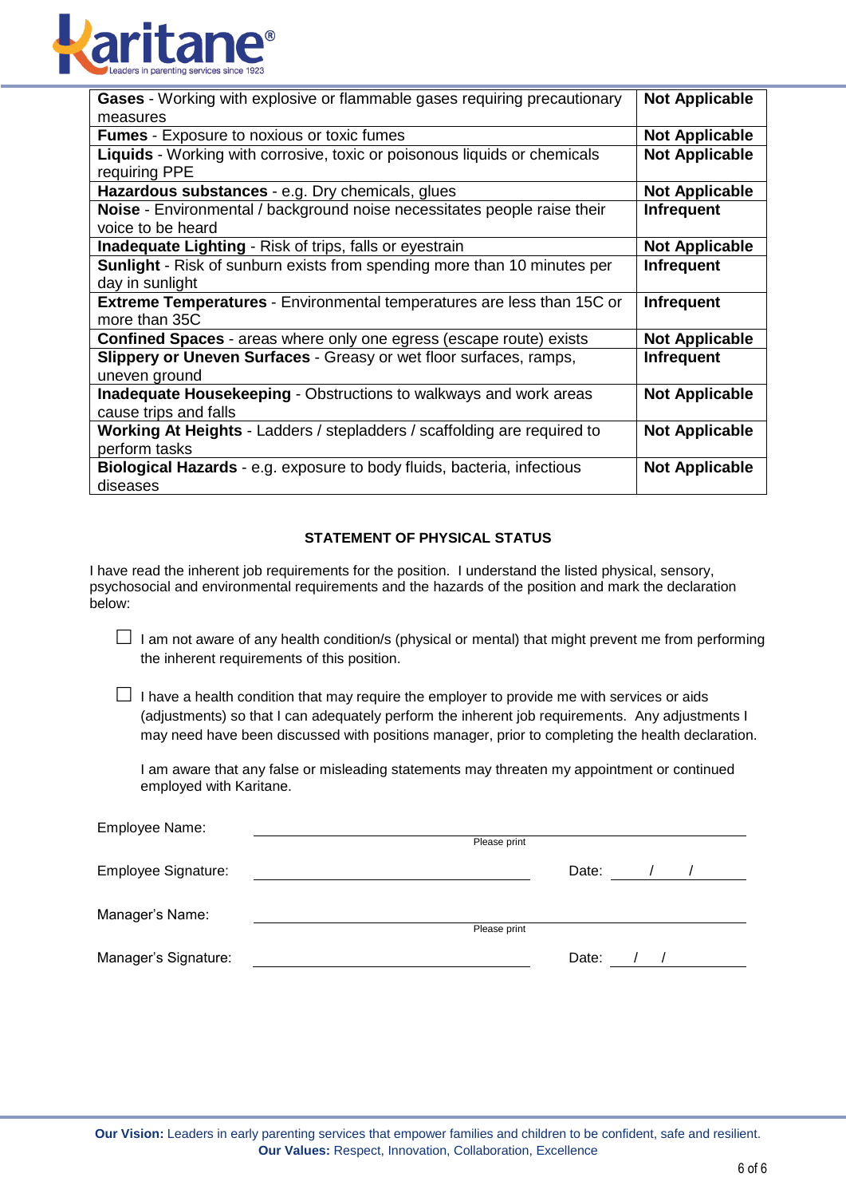| | |
|---|---|
| **Gases** - Working with explosive or flammable gases requiring precautionary measures | **Not Applicable** |
| **Fumes** - Exposure to noxious or toxic fumes | **Not Applicable** |
| **Liquids** - Working with corrosive, toxic or poisonous liquids or chemicals requiring PPE | **Not Applicable** |
| **Hazardous substances** - e.g. Dry chemicals, glues | **Not Applicable** |
| **Noise** - Environmental / background noise necessitates people raise their voice to be heard | **Infrequent** |
| **Inadequate Lighting** - Risk of trips, falls or eyestrain | **Not Applicable** |
| **Sunlight** - Risk of sunburn exists from spending more than 10 minutes per day in sunlight | **Infrequent** |
| **Extreme Temperatures** - Environmental temperatures are less than 15C or more than 35C | **Infrequent** |
| **Confined Spaces** - areas where only one egress (escape route) exists | **Not Applicable** |
| **Slippery or Uneven Surfaces** - Greasy or wet floor surfaces, ramps, uneven ground | **Infrequent** |
| **Inadequate Housekeeping** - Obstructions to walkways and work areas cause trips and falls | **Not Applicable** |
| **Working At Heights** - Ladders / stepladders / scaffolding are required to perform tasks | **Not Applicable** |
| **Biological Hazards** - e.g. exposure to body fluids, bacteria, infectious diseases | **Not Applicable** |

## STATEMENT OF PHYSICAL STATUS

I have read the inherent job requirements for the position. I understand the listed physical, sensory, psychosocial and environmental requirements and the hazards of the position and mark the declaration below:

☐ I am not aware of any health condition/s (physical or mental) that might prevent me from performing the inherent requirements of this position.

☐ I have a health condition that may require the employer to provide me with services or aids (adjustments) so that I can adequately perform the inherent job requirements. Any adjustments I may need have been discussed with positions manager, prior to completing the health declaration.

I am aware that any false or misleading statements may threaten my appointment or continued employed with Karitane.

Employee Name: ______________________________ (Please print)

Employee Signature: ______________________ Date: ____/____/______

Manager's Name: ______________________________ (Please print)

Manager's Signature: ______________________ Date: ____/____/______

**Our Vision:** Leaders in early parenting services that empower families and children to be confident, safe and resilient.
**Our Values:** Respect, Innovation, Collaboration, Excellence